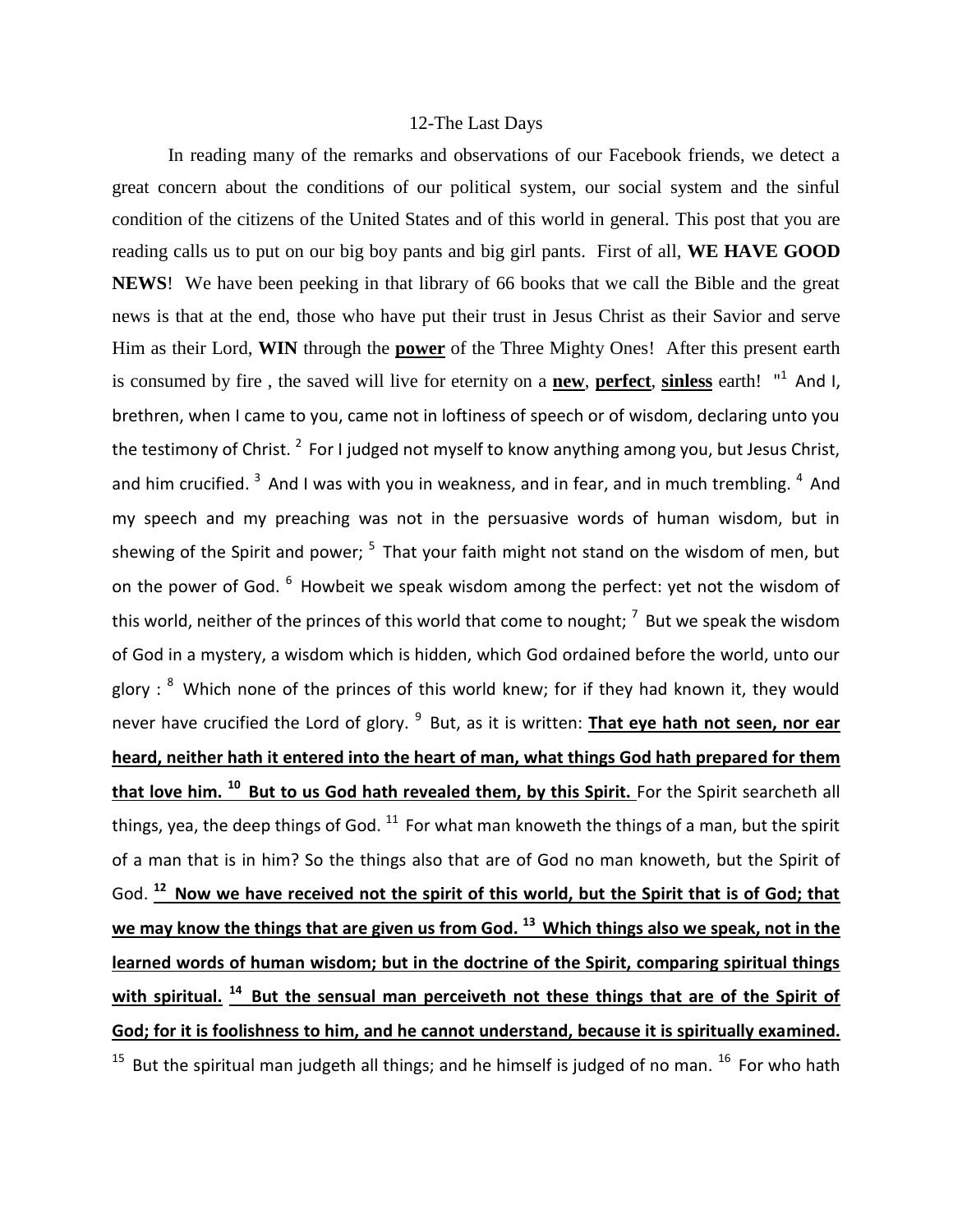# 12-The Last Days

In reading many of the remarks and observations of our Facebook friends, we detect a great concern about the conditions of our political system, our social system and the sinful condition of the citizens of the United States and of this world in general. This post that you are reading calls us to put on our big boy pants and big girl pants. First of all, **WE HAVE GOOD NEWS**! We have been peeking in that library of 66 books that we call the Bible and the great news is that at the end, those who have put their trust in Jesus Christ as their Savior and serve Him as their Lord, **WIN** through the <u>**power**</u> of the Three Mighty Ones! After this present earth is consumed by fire , the saved will live for eternity on a <u>**new**</u>, <u>**perfect**</u>, <u>**sinless**</u> earth! "[1] And I, brethren, when I came to you, came not in loftiness of speech or of wisdom, declaring unto you the testimony of Christ. [2] For I judged not myself to know anything among you, but Jesus Christ, and him crucified. [3] And I was with you in weakness, and in fear, and in much trembling. [4] And my speech and my preaching was not in the persuasive words of human wisdom, but in shewing of the Spirit and power; [5] That your faith might not stand on the wisdom of men, but on the power of God. [6] Howbeit we speak wisdom among the perfect: yet not the wisdom of this world, neither of the princes of this world that come to nought; [7] But we speak the wisdom of God in a mystery, a wisdom which is hidden, which God ordained before the world, unto our glory : [8] Which none of the princes of this world knew; for if they had known it, they would never have crucified the Lord of glory. [9] But, as it is written: <u>**That eye hath not seen, nor ear heard, neither hath it entered into the heart of man, what things God hath prepared for them that love him. [10] But to us God hath revealed them, by this Spirit.**</u> For the Spirit searcheth all things, yea, the deep things of God. [11] For what man knoweth the things of a man, but the spirit of a man that is in him? So the things also that are of God no man knoweth, but the Spirit of God. <u>**[12] Now we have received not the spirit of this world, but the Spirit that is of God; that we may know the things that are given us from God. [13] Which things also we speak, not in the learned words of human wisdom; but in the doctrine of the Spirit, comparing spiritual things with spiritual. [14] But the sensual man perceiveth not these things that are of the Spirit of God; for it is foolishness to him, and he cannot understand, because it is spiritually examined.**</u> [15] But the spiritual man judgeth all things; and he himself is judged of no man. [16] For who hath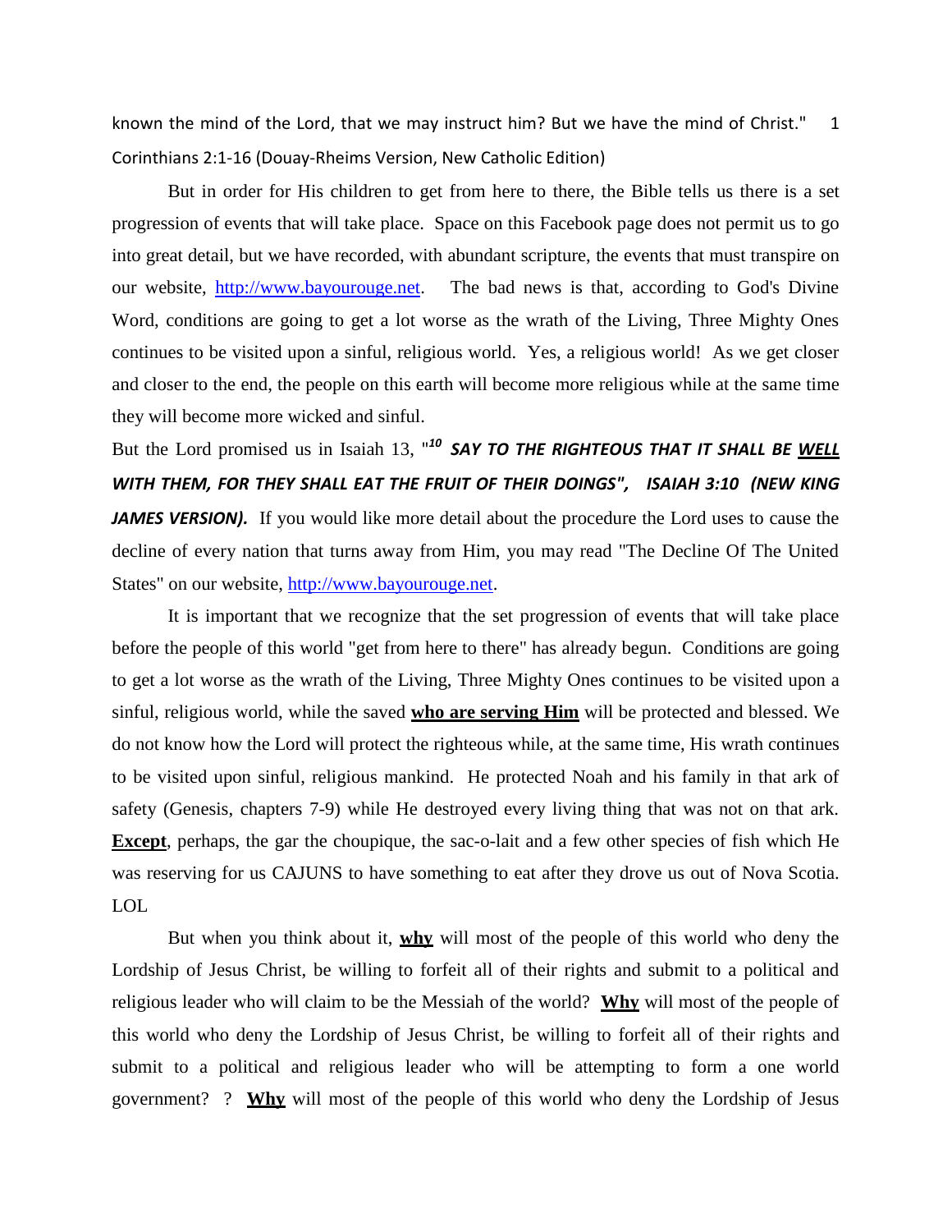known the mind of the Lord, that we may instruct him? But we have the mind of Christ." 1 Corinthians 2:1-16 (Douay-Rheims Version, New Catholic Edition)

But in order for His children to get from here to there, the Bible tells us there is a set progression of events that will take place. Space on this Facebook page does not permit us to go into great detail, but we have recorded, with abundant scripture, the events that must transpire on our website, http://www.bayourouge.net. The bad news is that, according to God's Divine Word, conditions are going to get a lot worse as the wrath of the Living, Three Mighty Ones continues to be visited upon a sinful, religious world. Yes, a religious world! As we get closer and closer to the end, the people on this earth will become more religious while at the same time they will become more wicked and sinful.

But the Lord promised us in Isaiah 13, "***[10] SAY TO THE RIGHTEOUS THAT IT SHALL BE <u>WELL</u> WITH THEM, FOR THEY SHALL EAT THE FRUIT OF THEIR DOINGS", ISAIAH 3:10 (NEW KING JAMES VERSION).*** If you would like more detail about the procedure the Lord uses to cause the decline of every nation that turns away from Him, you may read "The Decline Of The United States" on our website, http://www.bayourouge.net.

It is important that we recognize that the set progression of events that will take place before the people of this world "get from here to there" has already begun. Conditions are going to get a lot worse as the wrath of the Living, Three Mighty Ones continues to be visited upon a sinful, religious world, while the saved **<u>who are serving Him</u>** will be protected and blessed. We do not know how the Lord will protect the righteous while, at the same time, His wrath continues to be visited upon sinful, religious mankind. He protected Noah and his family in that ark of safety (Genesis, chapters 7-9) while He destroyed every living thing that was not on that ark. **<u>Except</u>**, perhaps, the gar the choupique, the sac-o-lait and a few other species of fish which He was reserving for us CAJUNS to have something to eat after they drove us out of Nova Scotia. LOL

But when you think about it, **<u>why</u>** will most of the people of this world who deny the Lordship of Jesus Christ, be willing to forfeit all of their rights and submit to a political and religious leader who will claim to be the Messiah of the world? **<u>Why</u>** will most of the people of this world who deny the Lordship of Jesus Christ, be willing to forfeit all of their rights and submit to a political and religious leader who will be attempting to form a one world government? ? **<u>Why</u>** will most of the people of this world who deny the Lordship of Jesus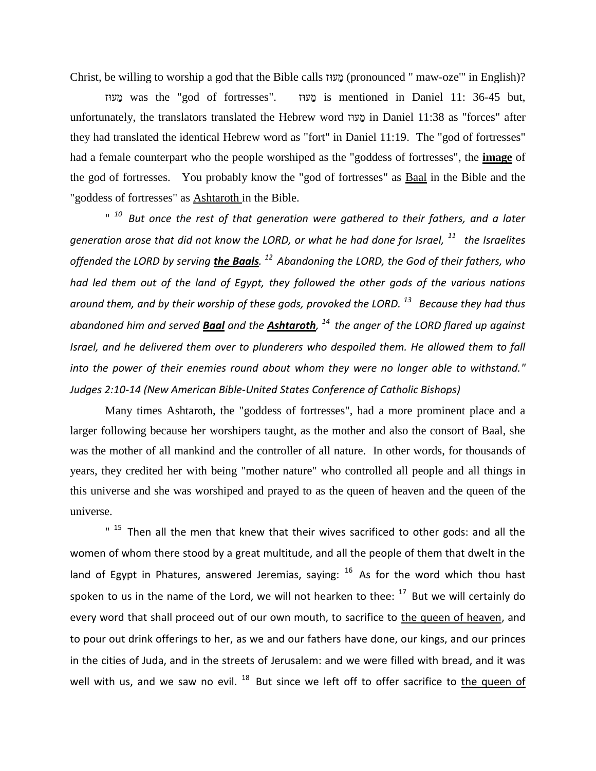Christ, be willing to worship a god that the Bible calls מָעוֹז (pronounced " maw-oze'" in English)?

מָעוֹז was the "god of fortresses". מָעוֹז is mentioned in Daniel 11: 36-45 but, unfortunately, the translators translated the Hebrew word מָעוֹז in Daniel 11:38 as "forces" after they had translated the identical Hebrew word as "fort" in Daniel 11:19. The "god of fortresses" had a female counterpart who the people worshiped as the "goddess of fortresses", the **image** of the god of fortresses. You probably know the "god of fortresses" as Baal in the Bible and the "goddess of fortresses" as Ashtaroth in the Bible.

" [10] *But once the rest of that generation were gathered to their fathers, and a later generation arose that did not know the LORD, or what he had done for Israel, [11] the Israelites offended the LORD by serving **the Baals**. [12] Abandoning the LORD, the God of their fathers, who had led them out of the land of Egypt, they followed the other gods of the various nations around them, and by their worship of these gods, provoked the LORD. [13] Because they had thus abandoned him and served **Baal** and the **Ashtaroth**, [14] the anger of the LORD flared up against Israel, and he delivered them over to plunderers who despoiled them. He allowed them to fall into the power of their enemies round about whom they were no longer able to withstand." Judges 2:10-14 (New American Bible-United States Conference of Catholic Bishops)*

Many times Ashtaroth, the "goddess of fortresses", had a more prominent place and a larger following because her worshipers taught, as the mother and also the consort of Baal, she was the mother of all mankind and the controller of all nature. In other words, for thousands of years, they credited her with being "mother nature" who controlled all people and all things in this universe and she was worshiped and prayed to as the queen of heaven and the queen of the universe.

" [15] Then all the men that knew that their wives sacrificed to other gods: and all the women of whom there stood by a great multitude, and all the people of them that dwelt in the land of Egypt in Phatures, answered Jeremias, saying: [16] As for the word which thou hast spoken to us in the name of the Lord, we will not hearken to thee: [17] But we will certainly do every word that shall proceed out of our own mouth, to sacrifice to the queen of heaven, and to pour out drink offerings to her, as we and our fathers have done, our kings, and our princes in the cities of Juda, and in the streets of Jerusalem: and we were filled with bread, and it was well with us, and we saw no evil. [18] But since we left off to offer sacrifice to the queen of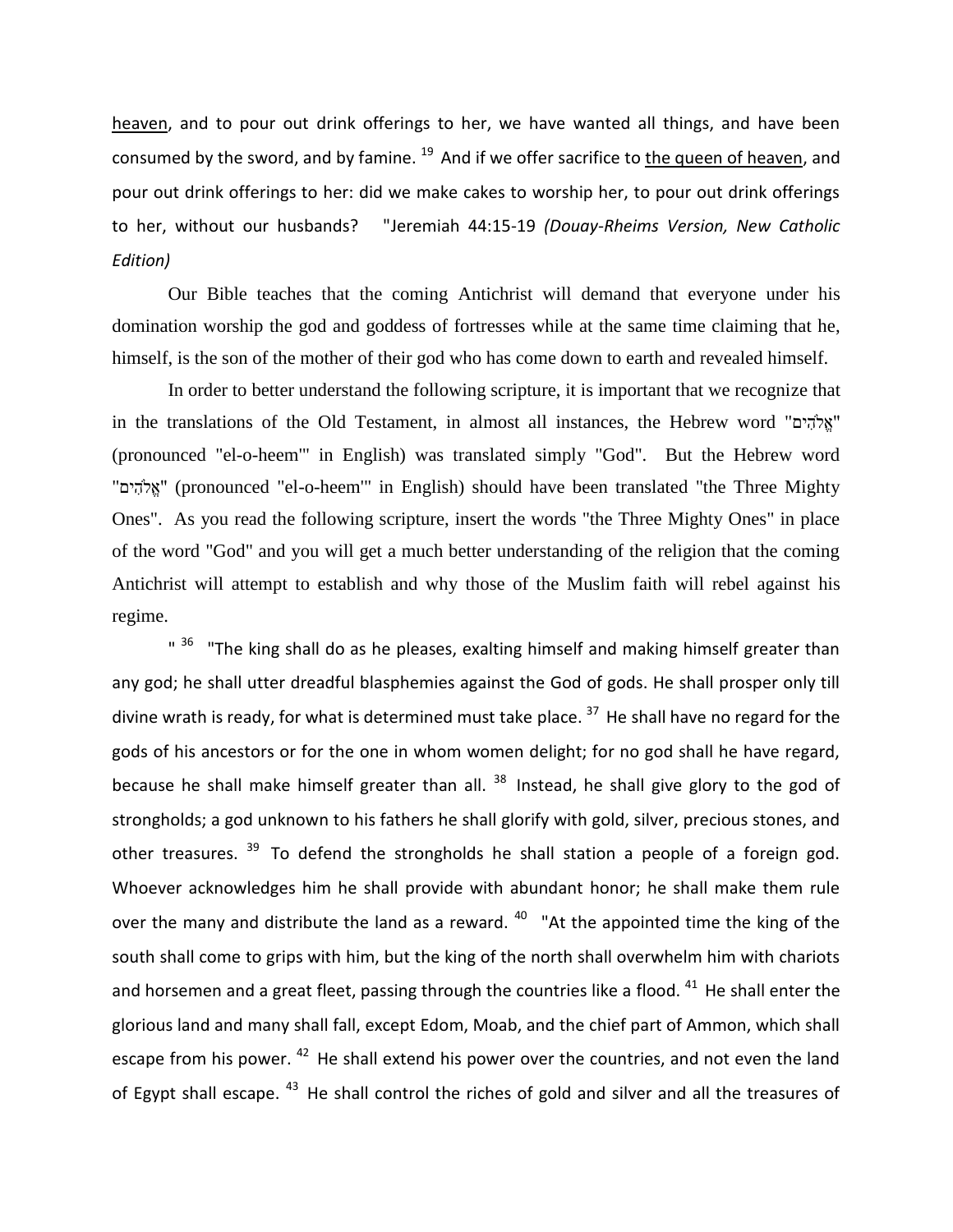heaven, and to pour out drink offerings to her, we have wanted all things, and have been consumed by the sword, and by famine. [19] And if we offer sacrifice to the queen of heaven, and pour out drink offerings to her: did we make cakes to worship her, to pour out drink offerings to her, without our husbands? "Jeremiah 44:15-19 *(Douay-Rheims Version, New Catholic Edition)*

Our Bible teaches that the coming Antichrist will demand that everyone under his domination worship the god and goddess of fortresses while at the same time claiming that he, himself, is the son of the mother of their god who has come down to earth and revealed himself.

In order to better understand the following scripture, it is important that we recognize that in the translations of the Old Testament, in almost all instances, the Hebrew word "אֱלֹהִים" (pronounced "el-o-heem'" in English) was translated simply "God". But the Hebrew word "אֱלֹהִים" (pronounced "el-o-heem'" in English) should have been translated "the Three Mighty Ones". As you read the following scripture, insert the words "the Three Mighty Ones" in place of the word "God" and you will get a much better understanding of the religion that the coming Antichrist will attempt to establish and why those of the Muslim faith will rebel against his regime.

" [36] "The king shall do as he pleases, exalting himself and making himself greater than any god; he shall utter dreadful blasphemies against the God of gods. He shall prosper only till divine wrath is ready, for what is determined must take place. [37] He shall have no regard for the gods of his ancestors or for the one in whom women delight; for no god shall he have regard, because he shall make himself greater than all. [38] Instead, he shall give glory to the god of strongholds; a god unknown to his fathers he shall glorify with gold, silver, precious stones, and other treasures. [39] To defend the strongholds he shall station a people of a foreign god. Whoever acknowledges him he shall provide with abundant honor; he shall make them rule over the many and distribute the land as a reward. [40] "At the appointed time the king of the south shall come to grips with him, but the king of the north shall overwhelm him with chariots and horsemen and a great fleet, passing through the countries like a flood. [41] He shall enter the glorious land and many shall fall, except Edom, Moab, and the chief part of Ammon, which shall escape from his power. [42] He shall extend his power over the countries, and not even the land of Egypt shall escape. [43] He shall control the riches of gold and silver and all the treasures of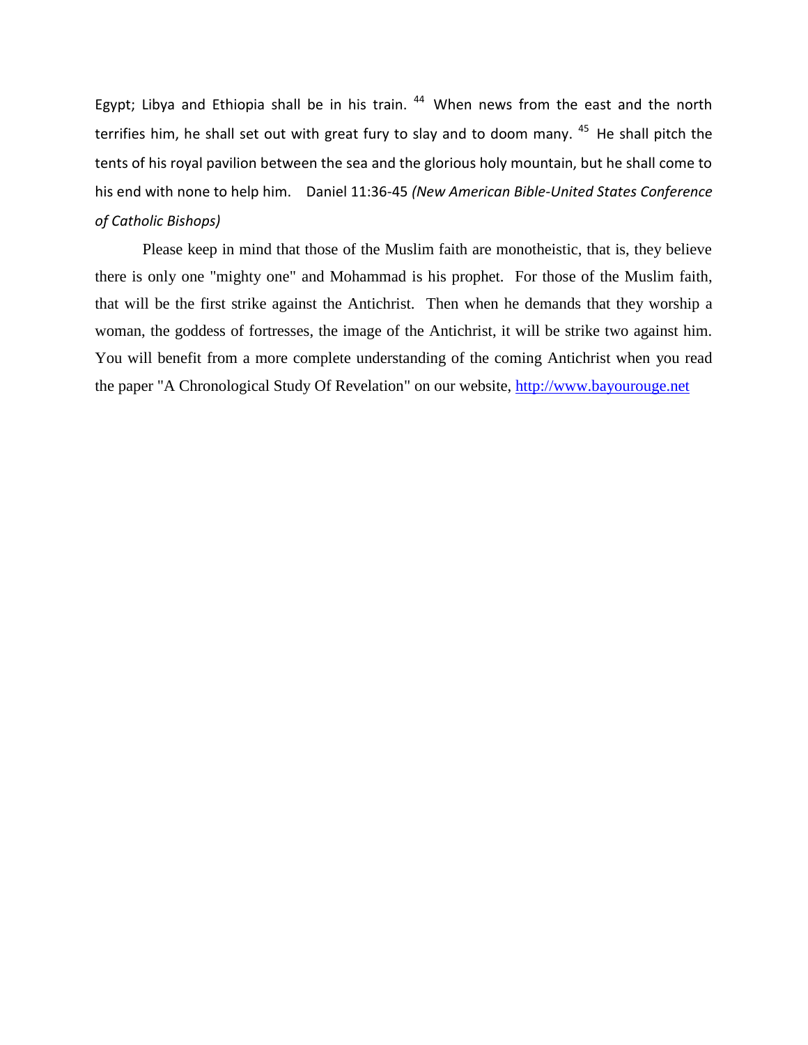Egypt; Libya and Ethiopia shall be in his train. [44] When news from the east and the north terrifies him, he shall set out with great fury to slay and to doom many. [45] He shall pitch the tents of his royal pavilion between the sea and the glorious holy mountain, but he shall come to his end with none to help him. Daniel 11:36-45 *(New American Bible-United States Conference of Catholic Bishops)*

Please keep in mind that those of the Muslim faith are monotheistic, that is, they believe there is only one "mighty one" and Mohammad is his prophet. For those of the Muslim faith, that will be the first strike against the Antichrist. Then when he demands that they worship a woman, the goddess of fortresses, the image of the Antichrist, it will be strike two against him. You will benefit from a more complete understanding of the coming Antichrist when you read the paper "A Chronological Study Of Revelation" on our website, [http://www.bayourouge.net](http://www.bayourouge.net)